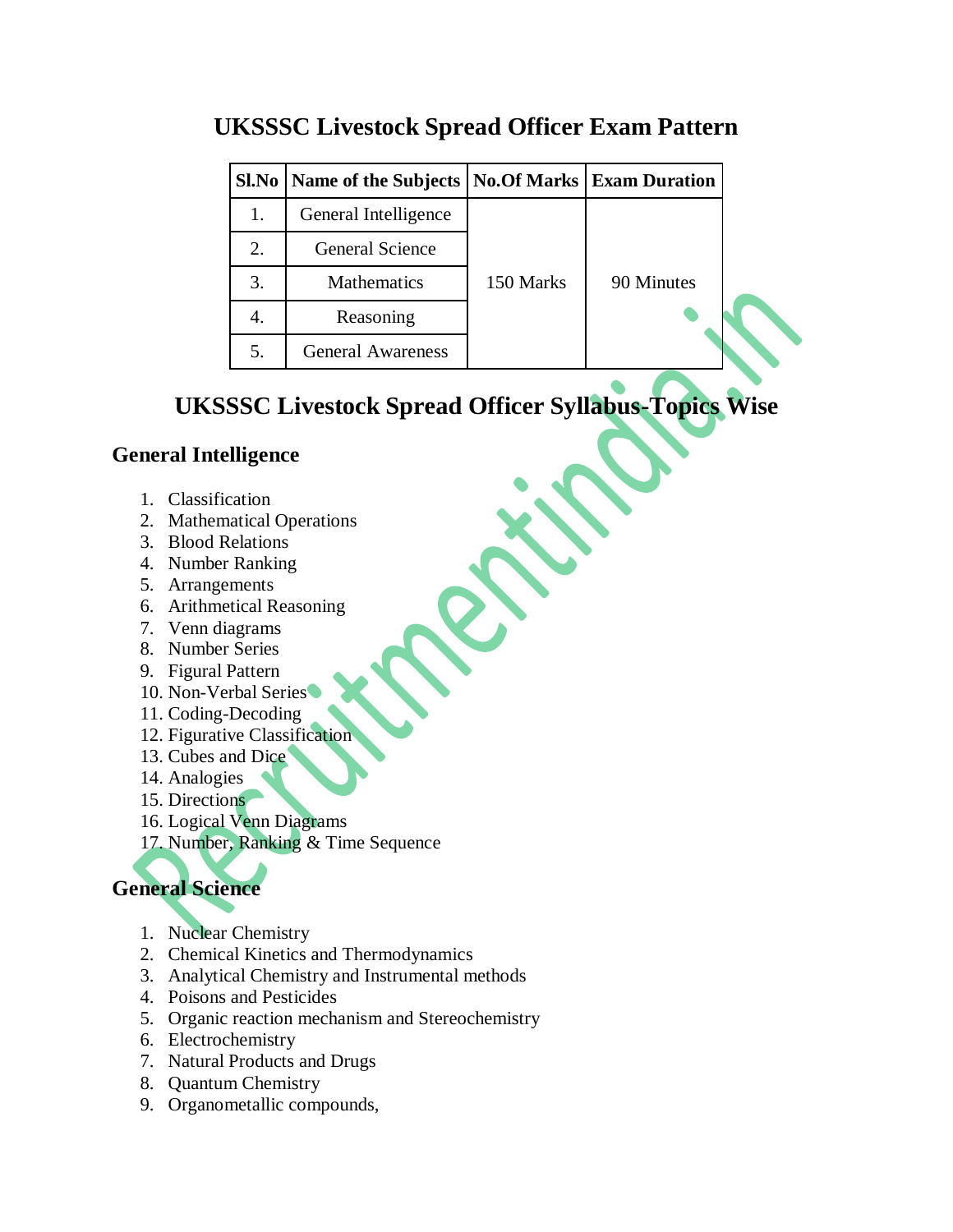# UKSSSC Livestock Spread Officer Exam Pattern

| Sl.No | Name of the Subjects | No.Of Marks | Exam Duration |
|---|---|---|---|
| 1. | General Intelligence | 150 Marks | 90 Minutes |
| 2. | General Science | | |
| 3. | Mathematics | | |
| 4. | Reasoning | | |
| 5. | General Awareness | | |

# UKSSSC Livestock Spread Officer Syllabus-Topics Wise

## General Intelligence

1. Classification
2. Mathematical Operations
3. Blood Relations
4. Number Ranking
5. Arrangements
6. Arithmetical Reasoning
7. Venn diagrams
8. Number Series
9. Figural Pattern
10. Non-Verbal Series
11. Coding-Decoding
12. Figurative Classification
13. Cubes and Dice
14. Analogies
15. Directions
16. Logical Venn Diagrams
17. Number, Ranking & Time Sequence

## General Science

1. Nuclear Chemistry
2. Chemical Kinetics and Thermodynamics
3. Analytical Chemistry and Instrumental methods
4. Poisons and Pesticides
5. Organic reaction mechanism and Stereochemistry
6. Electrochemistry
7. Natural Products and Drugs
8. Quantum Chemistry
9. Organometallic compounds,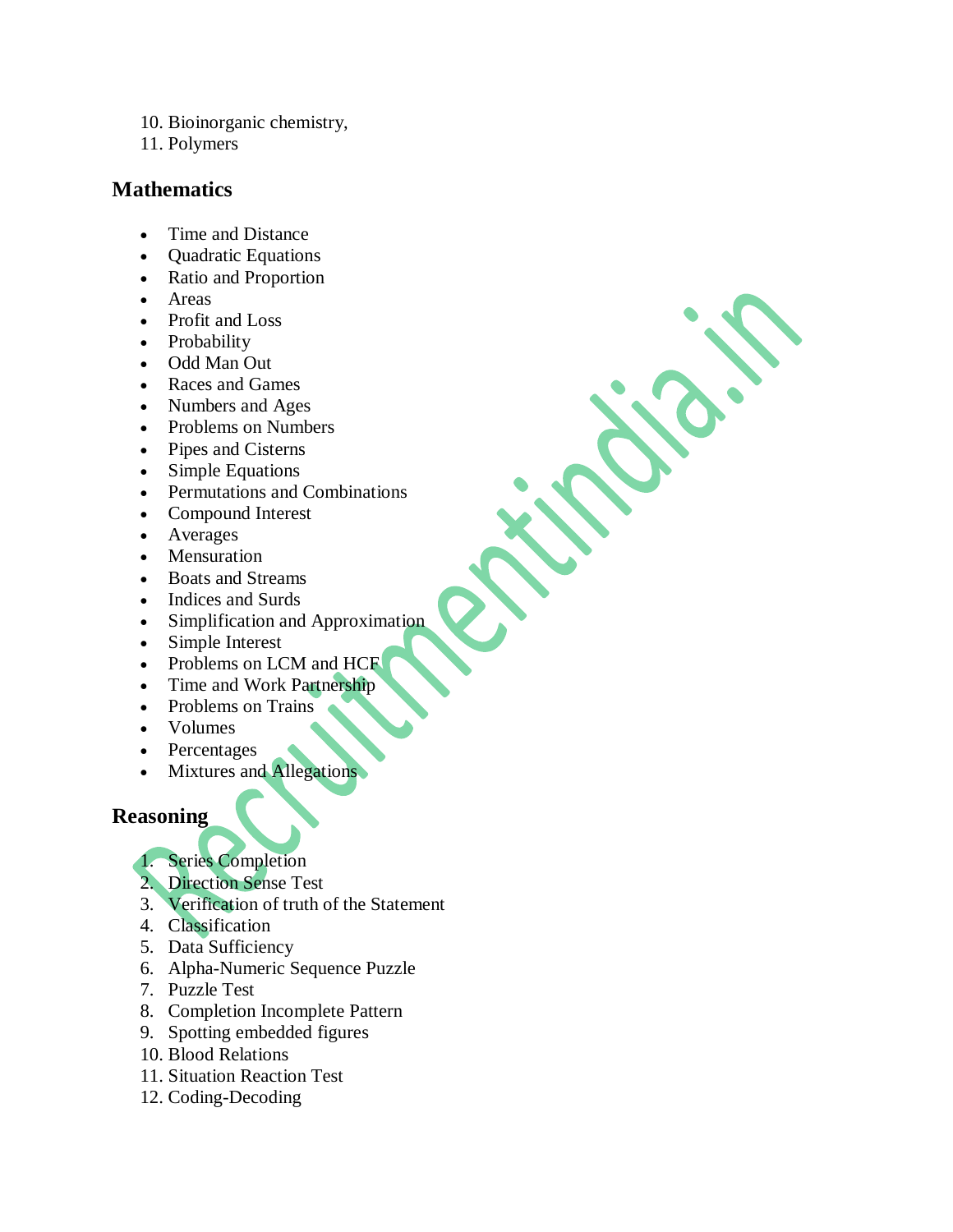10. Bioinorganic chemistry,
11. Polymers

## Mathematics

- Time and Distance
- Quadratic Equations
- Ratio and Proportion
- Areas
- Profit and Loss
- Probability
- Odd Man Out
- Races and Games
- Numbers and Ages
- Problems on Numbers
- Pipes and Cisterns
- Simple Equations
- Permutations and Combinations
- Compound Interest
- Averages
- Mensuration
- Boats and Streams
- Indices and Surds
- Simplification and Approximation
- Simple Interest
- Problems on LCM and HCF
- Time and Work Partnership
- Problems on Trains
- Volumes
- Percentages
- Mixtures and Allegations

## Reasoning

1. Series Completion
2. Direction Sense Test
3. Verification of truth of the Statement
4. Classification
5. Data Sufficiency
6. Alpha-Numeric Sequence Puzzle
7. Puzzle Test
8. Completion Incomplete Pattern
9. Spotting embedded figures
10. Blood Relations
11. Situation Reaction Test
12. Coding-Decoding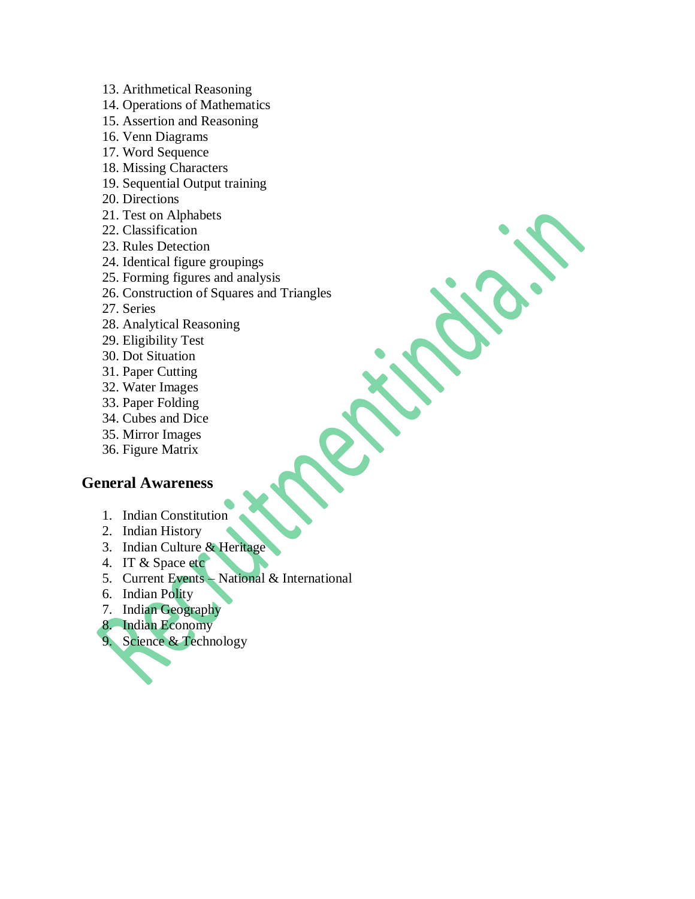13. Arithmetical Reasoning
14. Operations of Mathematics
15. Assertion and Reasoning
16. Venn Diagrams
17. Word Sequence
18. Missing Characters
19. Sequential Output training
20. Directions
21. Test on Alphabets
22. Classification
23. Rules Detection
24. Identical figure groupings
25. Forming figures and analysis
26. Construction of Squares and Triangles
27. Series
28. Analytical Reasoning
29. Eligibility Test
30. Dot Situation
31. Paper Cutting
32. Water Images
33. Paper Folding
34. Cubes and Dice
35. Mirror Images
36. Figure Matrix

## General Awareness

1. Indian Constitution
2. Indian History
3. Indian Culture & Heritage
4. IT & Space etc
5. Current Events – National & International
6. Indian Polity
7. Indian Geography
8. Indian Economy
9. Science & Technology